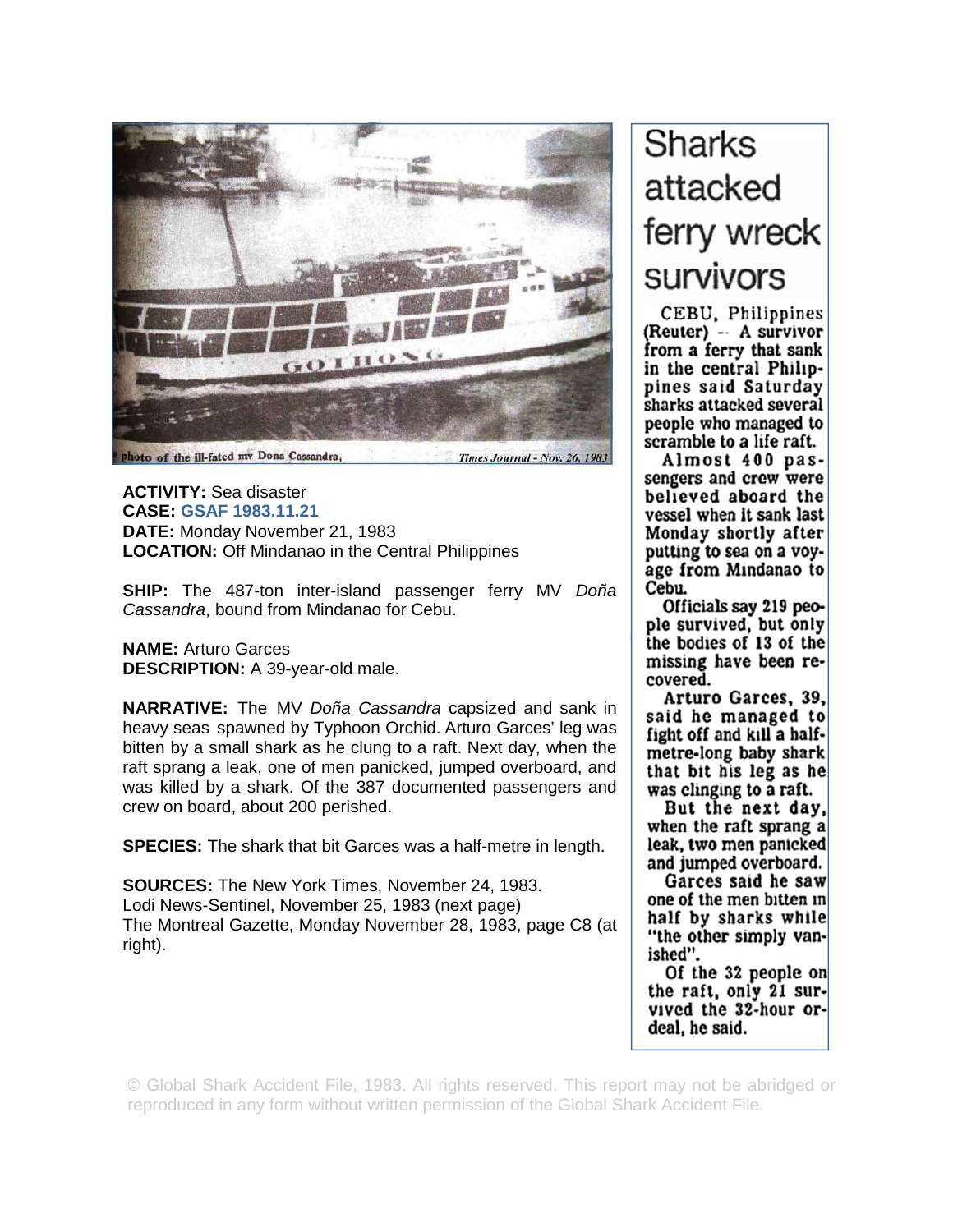photo of the ill-fated mv Dona Cassandra, *Times Journal - Nov. 26, 1983*

**ACTIVITY:** Sea disaster
**CASE:** **GSAF 1983.11.21**
**DATE:** Monday November 21, 1983
**LOCATION:** Off Mindanao in the Central Philippines

**SHIP:** The 487-ton inter-island passenger ferry MV *Doña Cassandra*, bound from Mindanao for Cebu.

**NAME:** Arturo Garces
**DESCRIPTION:** A 39-year-old male.

**NARRATIVE:** The MV *Doña Cassandra* capsized and sank in heavy seas spawned by Typhoon Orchid. Arturo Garces' leg was bitten by a small shark as he clung to a raft. Next day, when the raft sprang a leak, one of men panicked, jumped overboard, and was killed by a shark. Of the 387 documented passengers and crew on board, about 200 perished.

**SPECIES:** The shark that bit Garces was a half-metre in length.

**SOURCES:** The New York Times, November 24, 1983.
Lodi News-Sentinel, November 25, 1983 (next page)
The Montreal Gazette, Monday November 28, 1983, page C8 (at right).

# Sharks attacked ferry wreck survivors

CEBU, Philippines (Reuter) -- A survivor from a ferry that sank in the central Philippines said Saturday sharks attacked several people who managed to scramble to a life raft.

Almost 400 passengers and crew were believed aboard the vessel when it sank last Monday shortly after putting to sea on a voyage from Mindanao to Cebu.

Officials say 219 people survived, but only the bodies of 13 of the missing have been recovered.

Arturo Garces, 39, said he managed to fight off and kill a half-metre-long baby shark that bit his leg as he was clinging to a raft.

But the next day, when the raft sprang a leak, two men panicked and jumped overboard.

Garces said he saw one of the men bitten in half by sharks while "the other simply vanished".

Of the 32 people on the raft, only 21 survived the 32-hour ordeal, he said.

© Global Shark Accident File, 1983. All rights reserved. This report may not be abridged or reproduced in any form without written permission of the Global Shark Accident File.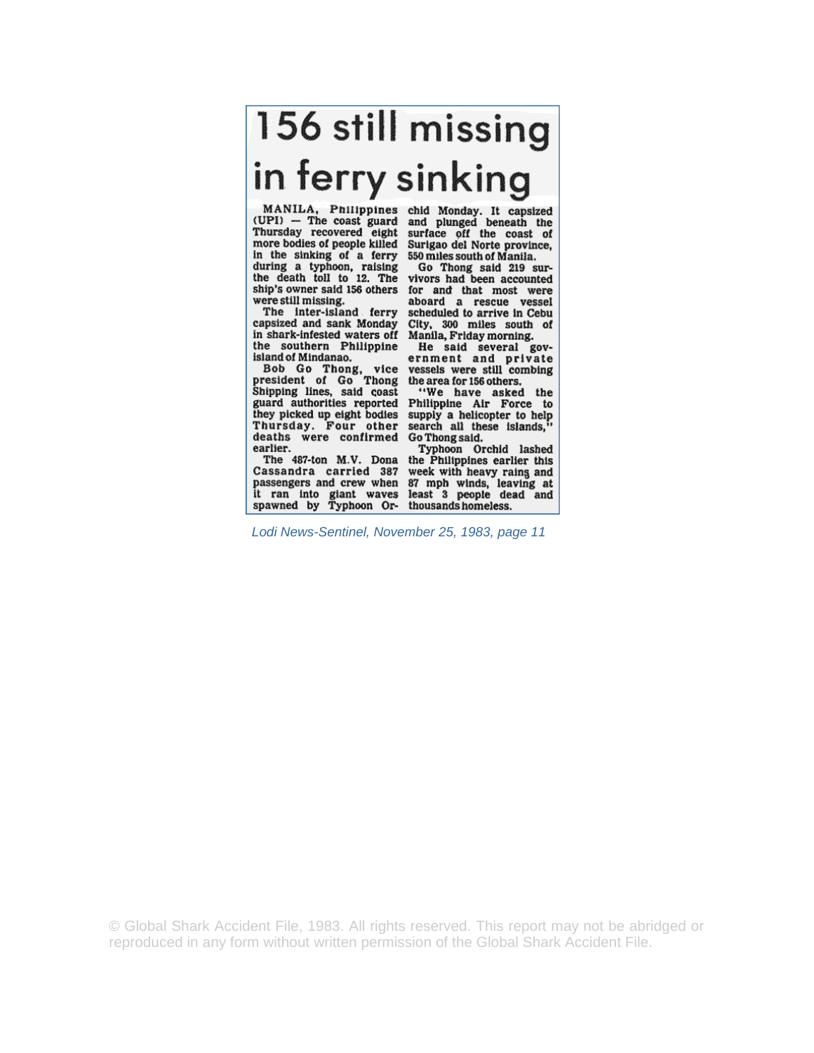# 156 still missing in ferry sinking

MANILA, Philippines (UPI) — The coast guard Thursday recovered eight more bodies of people killed in the sinking of a ferry during a typhoon, raising the death toll to 12. The ship's owner said 156 others were still missing.

The inter-island ferry capsized and sank Monday in shark-infested waters off the southern Philippine island of Mindanao.

Bob Go Thong, vice president of Go Thong Shipping lines, said coast guard authorities reported they picked up eight bodies Thursday. Four other deaths were confirmed earlier.

The 487-ton M.V. Dona Cassandra carried 387 passengers and crew when it ran into giant waves spawned by Typhoon Orchid Monday. It capsized and plunged beneath the surface off the coast of Surigao del Norte province, 550 miles south of Manila.

Go Thong said 219 survivors had been accounted for and that most were aboard a rescue vessel scheduled to arrive in Cebu City, 300 miles south of Manila, Friday morning.

He said several government and private vessels were still combing the area for 156 others.

"We have asked the Philippine Air Force to supply a helicopter to help search all these islands," Go Thong said.

Typhoon Orchid lashed the Philippines earlier this week with heavy rains and 87 mph winds, leaving at least 3 people dead and thousands homeless.

*Lodi News-Sentinel, November 25, 1983, page 11*

© Global Shark Accident File, 1983. All rights reserved. This report may not be abridged or reproduced in any form without written permission of the Global Shark Accident File.